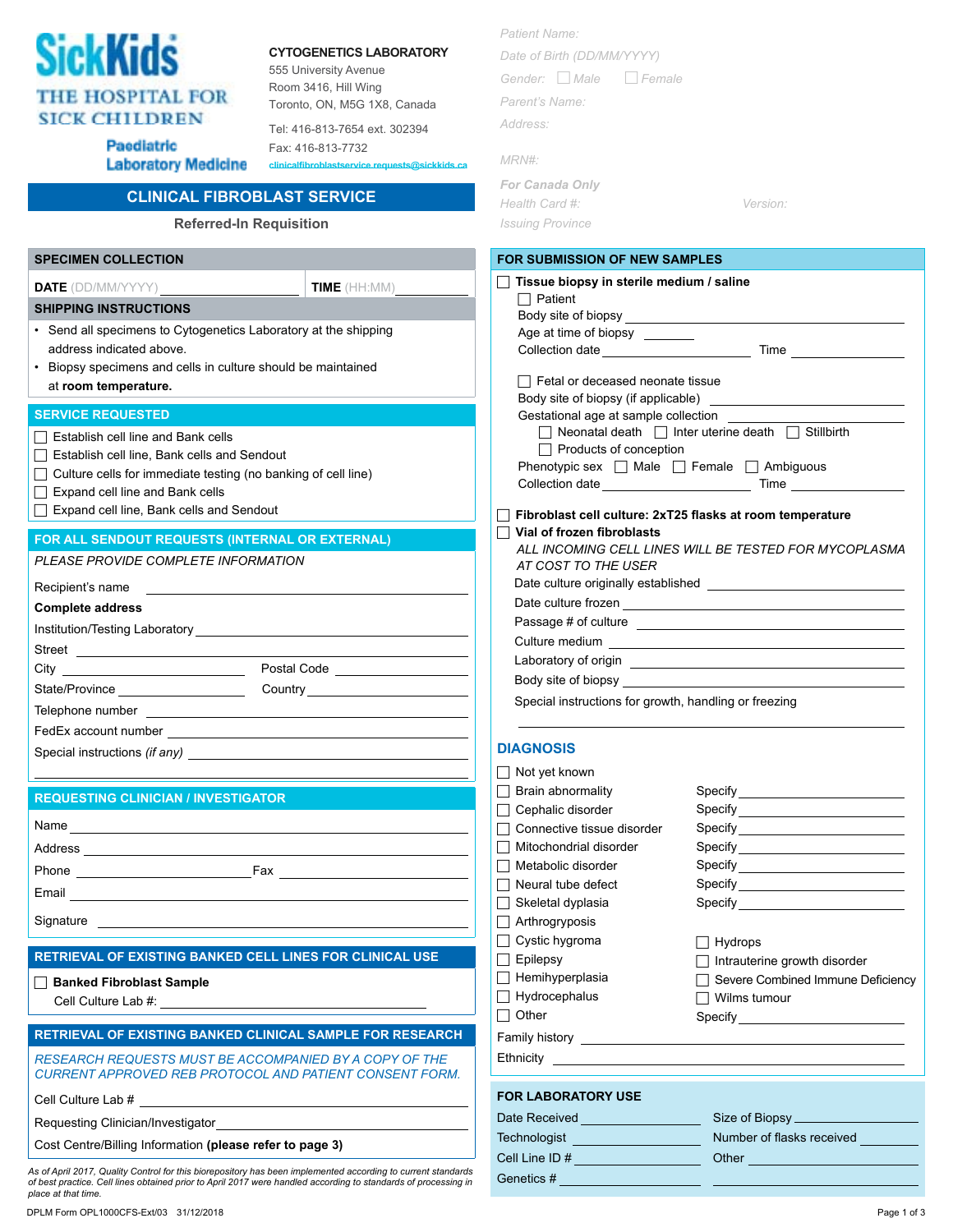SickKids
THE HOSPITAL FOR SICK CHILDREN
Paediatric Laboratory Medicine

**CYTOGENETICS LABORATORY**
555 University Avenue
Room 3416, Hill Wing
Toronto, ON, M5G 1X8, Canada

Tel: 416-813-7654 ext. 302394
Fax: 416-813-7732
clinicalfibroblastservice.requests@sickkids.ca

# CLINICAL FIBROBLAST SERVICE

## Referred-In Requisition

*Patient Name:*
*Date of Birth (DD/MM/YYYY)*
*Gender:* ☐ *Male* ☐ *Female*
*Parent's Name:*
*Address:*

*MRN#:*

***For Canada Only***
*Health Card #:* *Version:*
*Issuing Province*

## SPECIMEN COLLECTION

**DATE** (DD/MM/YYYY) ________ **TIME** (HH:MM) ________

## SHIPPING INSTRUCTIONS

- Send all specimens to Cytogenetics Laboratory at the shipping address indicated above.
- Biopsy specimens and cells in culture should be maintained at **room temperature.**

## SERVICE REQUESTED

☐ Establish cell line and Bank cells
☐ Establish cell line, Bank cells and Sendout
☐ Culture cells for immediate testing (no banking of cell line)
☐ Expand cell line and Bank cells
☐ Expand cell line, Bank cells and Sendout

## FOR ALL SENDOUT REQUESTS (INTERNAL OR EXTERNAL)

*PLEASE PROVIDE COMPLETE INFORMATION*

Recipient's name ________

**Complete address**

Institution/Testing Laboratory ________
Street ________
City ________ Postal Code ________
State/Province ________ Country ________
Telephone number ________
FedEx account number ________
Special instructions *(if any)* ________

## REQUESTING CLINICIAN / INVESTIGATOR

Name ________
Address ________
Phone ________ Fax ________
Email ________
Signature ________

## RETRIEVAL OF EXISTING BANKED CELL LINES FOR CLINICAL USE

☐ **Banked Fibroblast Sample**
Cell Culture Lab #: ________

## RETRIEVAL OF EXISTING BANKED CLINICAL SAMPLE FOR RESEARCH

*RESEARCH REQUESTS MUST BE ACCOMPANIED BY A COPY OF THE CURRENT APPROVED REB PROTOCOL AND PATIENT CONSENT FORM.*

Cell Culture Lab # ________
Requesting Clinician/Investigator ________
Cost Centre/Billing Information **(please refer to page 3)**

*As of April 2017, Quality Control for this biorepository has been implemented according to current standards of best practice. Cell lines obtained prior to April 2017 were handled according to standards of processing in place at that time.*

## FOR SUBMISSION OF NEW SAMPLES

☐ **Tissue biopsy in sterile medium / saline**
☐ Patient
Body site of biopsy ________
Age at time of biopsy ________
Collection date ________ Time ________

☐ Fetal or deceased neonate tissue
Body site of biopsy (if applicable) ________
Gestational age at sample collection ________
☐ Neonatal death ☐ Inter uterine death ☐ Stillbirth
☐ Products of conception
Phenotypic sex ☐ Male ☐ Female ☐ Ambiguous
Collection date ________ Time ________

☐ **Fibroblast cell culture: 2xT25 flasks at room temperature**
☐ **Vial of frozen fibroblasts**
*ALL INCOMING CELL LINES WILL BE TESTED FOR MYCOPLASMA AT COST TO THE USER*
Date culture originally established ________
Date culture frozen ________
Passage # of culture ________
Culture medium ________
Laboratory of origin ________
Body site of biopsy ________
Special instructions for growth, handling or freezing ________

## DIAGNOSIS

☐ Not yet known
☐ Brain abnormality Specify ________
☐ Cephalic disorder Specify ________
☐ Connective tissue disorder Specify ________
☐ Mitochondrial disorder Specify ________
☐ Metabolic disorder Specify ________
☐ Neural tube defect Specify ________
☐ Skeletal dyplasia Specify ________
☐ Arthrogryposis
☐ Cystic hygroma
☐ Epilepsy
☐ Hemihyperplasia
☐ Hydrocephalus
☐ Other
☐ Hydrops
☐ Intrauterine growth disorder
☐ Severe Combined Immune Deficiency
☐ Wilms tumour
Specify ________

Family history ________
Ethnicity ________

## FOR LABORATORY USE

Date Received ________ Size of Biopsy ________
Technologist ________ Number of flasks received ________
Cell Line ID # ________ Other ________
Genetics # ________

DPLM Form OPL1000CFS-Ext/03 31/12/2018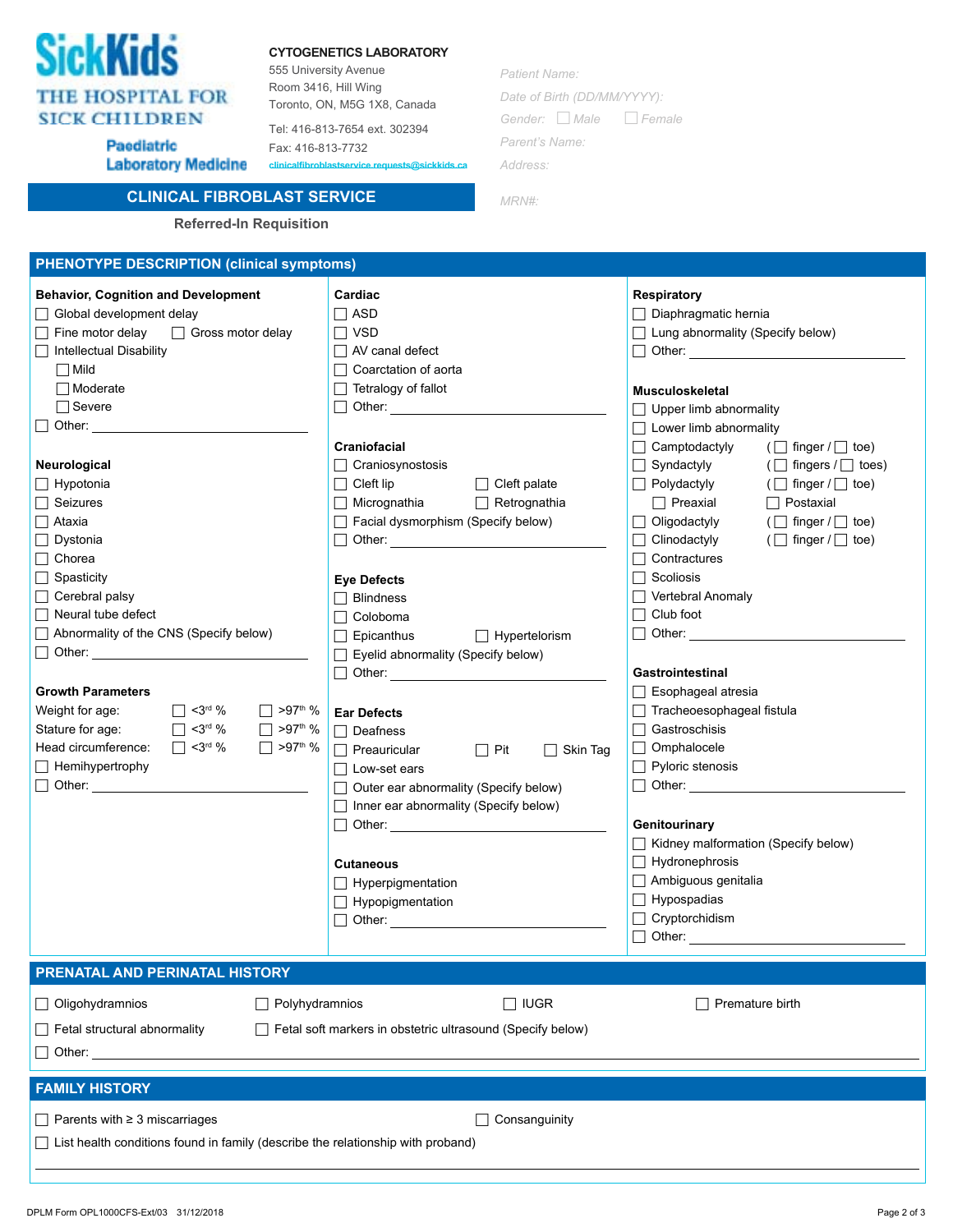SickKids
THE HOSPITAL FOR SICK CHILDREN
Paediatric Laboratory Medicine

**CYTOGENETICS LABORATORY**
555 University Avenue
Room 3416, Hill Wing
Toronto, ON, M5G 1X8, Canada

Tel: 416-813-7654 ext. 302394
Fax: 416-813-7732
clinicalfibroblastservice.requests@sickkids.ca

Patient Name:
Date of Birth (DD/MM/YYYY):
Gender: ☐ Male ☐ Female
Parent's Name:
Address:

MRN#:

# CLINICAL FIBROBLAST SERVICE

**Referred-In Requisition**

## PHENOTYPE DESCRIPTION (clinical symptoms)

### Behavior, Cognition and Development
- ☐ Global development delay
- ☐ Fine motor delay ☐ Gross motor delay
- ☐ Intellectual Disability
  - ☐ Mild
  - ☐ Moderate
  - ☐ Severe
- ☐ Other: ____________________

### Neurological
- ☐ Hypotonia
- ☐ Seizures
- ☐ Ataxia
- ☐ Dystonia
- ☐ Chorea
- ☐ Spasticity
- ☐ Cerebral palsy
- ☐ Neural tube defect
- ☐ Abnormality of the CNS (Specify below)
- ☐ Other: ____________________

### Growth Parameters
| | | |
|---|---|---|
| Weight for age: | ☐ <3rd % | ☐ >97th % |
| Stature for age: | ☐ <3rd % | ☐ >97th % |
| Head circumference: | ☐ <3rd % | ☐ >97th % |

- ☐ Hemihypertrophy
- ☐ Other: ____________________

### Cardiac
- ☐ ASD
- ☐ VSD
- ☐ AV canal defect
- ☐ Coarctation of aorta
- ☐ Tetralogy of fallot
- ☐ Other: ____________________

### Craniofacial
- ☐ Craniosynostosis
- ☐ Cleft lip ☐ Cleft palate
- ☐ Micrognathia ☐ Retrognathia
- ☐ Facial dysmorphism (Specify below)
- ☐ Other: ____________________

### Eye Defects
- ☐ Blindness
- ☐ Coloboma
- ☐ Epicanthus ☐ Hypertelorism
- ☐ Eyelid abnormality (Specify below)
- ☐ Other: ____________________

### Ear Defects
- ☐ Deafness
- ☐ Preauricular ☐ Pit ☐ Skin Tag
- ☐ Low-set ears
- ☐ Outer ear abnormality (Specify below)
- ☐ Inner ear abnormality (Specify below)
- ☐ Other: ____________________

### Cutaneous
- ☐ Hyperpigmentation
- ☐ Hypopigmentation
- ☐ Other: ____________________

### Respiratory
- ☐ Diaphragmatic hernia
- ☐ Lung abnormality (Specify below)
- ☐ Other: ____________________

### Musculoskeletal
- ☐ Upper limb abnormality
- ☐ Lower limb abnormality
- ☐ Camptodactyly (☐ finger / ☐ toe)
- ☐ Syndactyly (☐ fingers / ☐ toes)
- ☐ Polydactyly (☐ finger / ☐ toe)
  - ☐ Preaxial ☐ Postaxial
- ☐ Oligodactyly (☐ finger / ☐ toe)
- ☐ Clinodactyly (☐ finger / ☐ toe)
- ☐ Contractures
- ☐ Scoliosis
- ☐ Vertebral Anomaly
- ☐ Club foot
- ☐ Other: ____________________

### Gastrointestinal
- ☐ Esophageal atresia
- ☐ Tracheoesophageal fistula
- ☐ Gastroschisis
- ☐ Omphalocele
- ☐ Pyloric stenosis
- ☐ Other: ____________________

### Genitourinary
- ☐ Kidney malformation (Specify below)
- ☐ Hydronephrosis
- ☐ Ambiguous genitalia
- ☐ Hypospadias
- ☐ Cryptorchidism
- ☐ Other: ____________________

## PRENATAL AND PERINATAL HISTORY

- ☐ Oligohydramnios ☐ Polyhydramnios ☐ IUGR ☐ Premature birth
- ☐ Fetal structural abnormality ☐ Fetal soft markers in obstetric ultrasound (Specify below)
- ☐ Other: ____________________

## FAMILY HISTORY

- ☐ Parents with ≥ 3 miscarriages ☐ Consanguinity
- ☐ List health conditions found in family (describe the relationship with proband)

____________________

DPLM Form OPL1000CFS-Ext/03 31/12/2018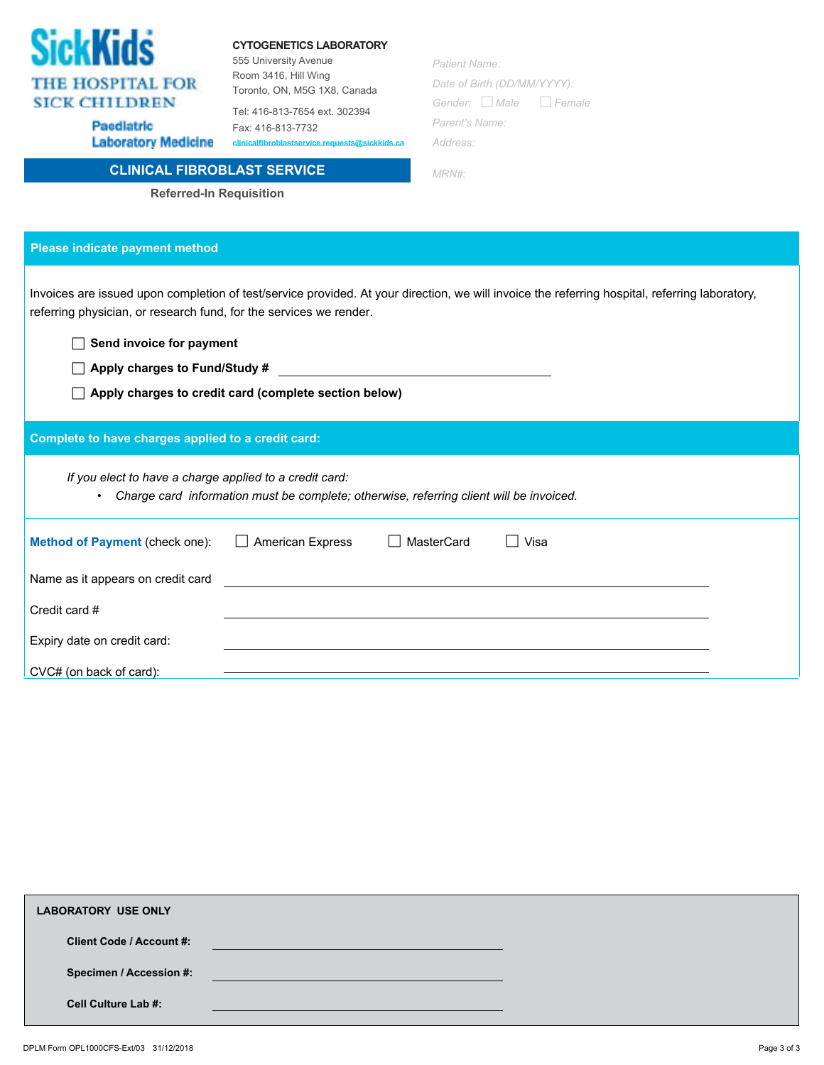SickKids THE HOSPITAL FOR SICK CHILDREN

Paediatric Laboratory Medicine

**CYTOGENETICS LABORATORY**
555 University Avenue
Room 3416, Hill Wing
Toronto, ON, M5G 1X8, Canada

Tel: 416-813-7654 ext. 302394
Fax: 416-813-7732
clinicalfibroblastservice.requests@sickkids.ca

*Patient Name:*
*Date of Birth (DD/MM/YYYY):*
*Gender:* ☐ *Male* ☐ *Female*
*Parent's Name:*
*Address:*

*MRN#:*

## CLINICAL FIBROBLAST SERVICE

**Referred-In Requisition**

## Please indicate payment method

Invoices are issued upon completion of test/service provided. At your direction, we will invoice the referring hospital, referring laboratory, referring physician, or research fund, for the services we render.

- ☐ **Send invoice for payment**
- ☐ **Apply charges to Fund/Study #** ______________________________
- ☐ **Apply charges to credit card (complete section below)**

## Complete to have charges applied to a credit card:

*If you elect to have a charge applied to a credit card:*

- *Charge card information must be complete; otherwise, referring client will be invoiced.*

**Method of Payment** (check one): ☐ American Express ☐ MasterCard ☐ Visa

Name as it appears on credit card ______________________________

Credit card # ______________________________

Expiry date on credit card: ______________________________

CVC# (on back of card): ______________________________

**LABORATORY USE ONLY**

**Client Code / Account #:** ______________________________

**Specimen / Accession #:** ______________________________

**Cell Culture Lab #:** ______________________________

DPLM Form OPL1000CFS-Ext/03 31/12/2018